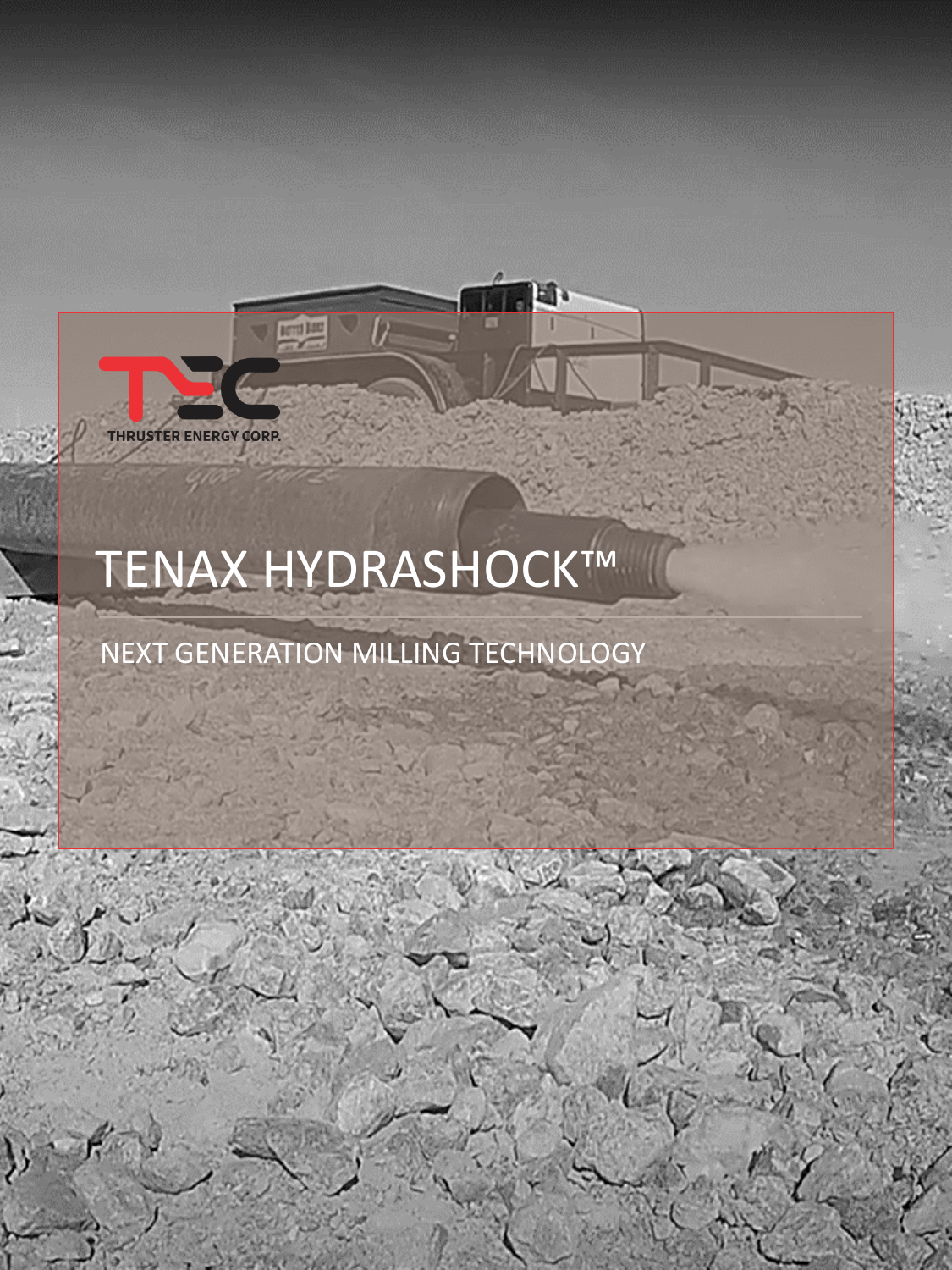THRUSTER ENERGY CORP.

# TENAX HYDRASHOCK™

NEXT GENERATION MILLING TECHNOLOGY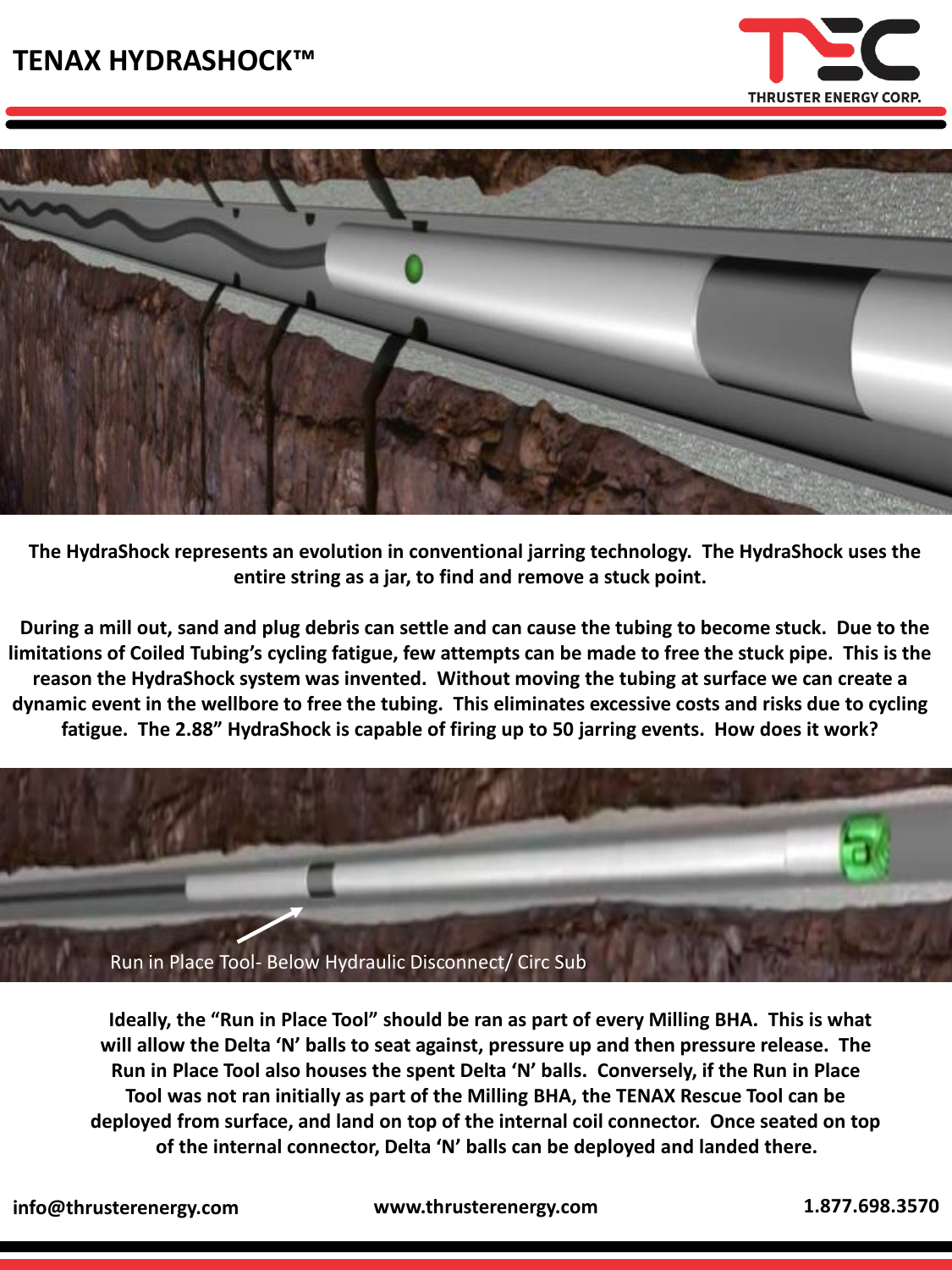# TENAX HYDRASHOCK™

**The HydraShock represents an evolution in conventional jarring technology. The HydraShock uses the entire string as a jar, to find and remove a stuck point.**

**During a mill out, sand and plug debris can settle and can cause the tubing to become stuck. Due to the limitations of Coiled Tubing's cycling fatigue, few attempts can be made to free the stuck pipe. This is the reason the HydraShock system was invented. Without moving the tubing at surface we can create a dynamic event in the wellbore to free the tubing. This eliminates excessive costs and risks due to cycling fatigue. The 2.88" HydraShock is capable of firing up to 50 jarring events. How does it work?**

Run in Place Tool- Below Hydraulic Disconnect/ Circ Sub

**Ideally, the "Run in Place Tool" should be ran as part of every Milling BHA. This is what will allow the Delta 'N' balls to seat against, pressure up and then pressure release. The Run in Place Tool also houses the spent Delta 'N' balls. Conversely, if the Run in Place Tool was not ran initially as part of the Milling BHA, the TENAX Rescue Tool can be deployed from surface, and land on top of the internal coil connector. Once seated on top of the internal connector, Delta 'N' balls can be deployed and landed there.**

**info@thrusterenergy.com** **www.thrusterenergy.com** **1.877.698.3570**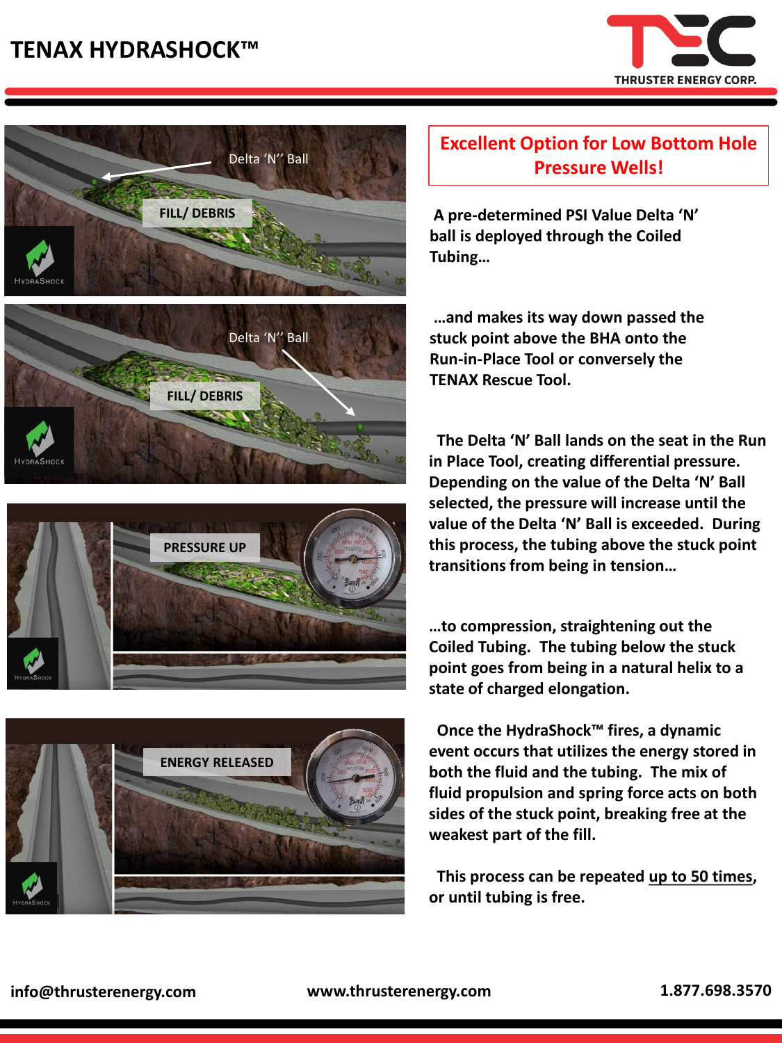# TENAX HYDRASHOCK™

THRUSTER ENERGY CORP.

Delta 'N'' Ball

FILL/ DEBRIS

Delta 'N'' Ball

FILL/ DEBRIS

PRESSURE UP

ENERGY RELEASED

## Excellent Option for Low Bottom Hole Pressure Wells!

**A pre-determined PSI Value Delta 'N' ball is deployed through the Coiled Tubing…**

**…and makes its way down passed the stuck point above the BHA onto the Run-in-Place Tool or conversely the TENAX Rescue Tool.**

**The Delta 'N' Ball lands on the seat in the Run in Place Tool, creating differential pressure. Depending on the value of the Delta 'N' Ball selected, the pressure will increase until the value of the Delta 'N' Ball is exceeded. During this process, the tubing above the stuck point transitions from being in tension…**

**…to compression, straightening out the Coiled Tubing. The tubing below the stuck point goes from being in a natural helix to a state of charged elongation.**

**Once the HydraShock™ fires, a dynamic event occurs that utilizes the energy stored in both the fluid and the tubing. The mix of fluid propulsion and spring force acts on both sides of the stuck point, breaking free at the weakest part of the fill.**

**This process can be repeated up to 50 times, or until tubing is free.**

**info@thrusterenergy.com** **www.thrusterenergy.com** **1.877.698.3570**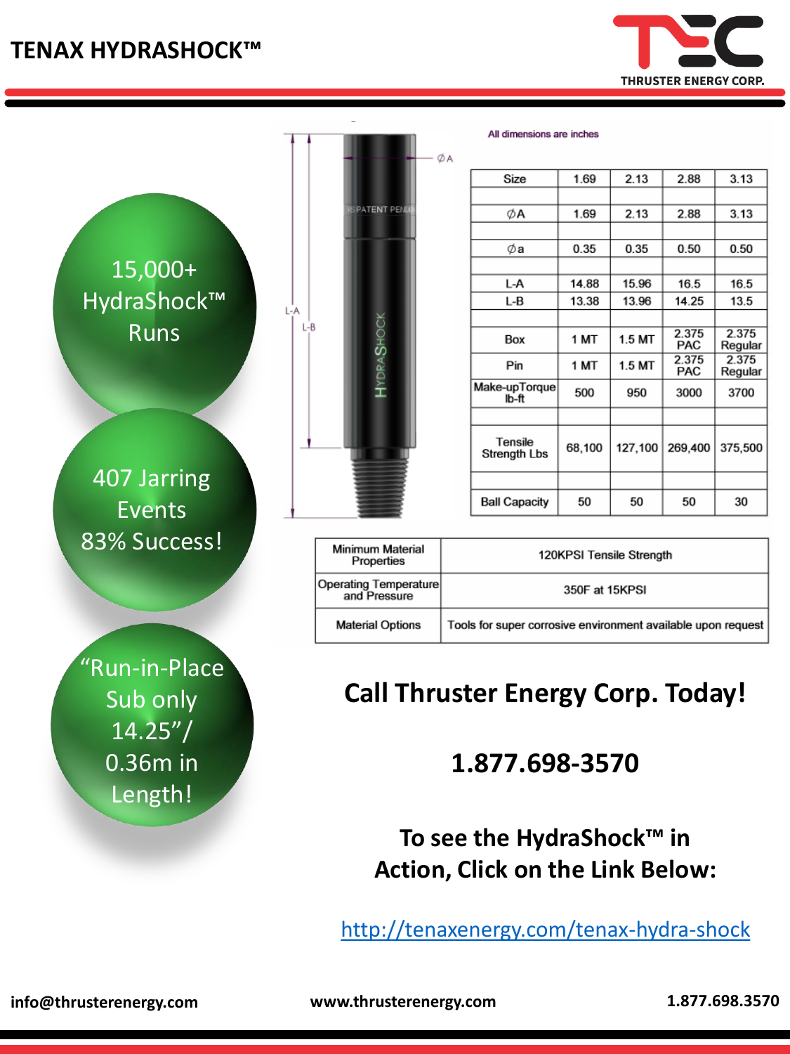# TENAX HYDRASHOCK™

THRUSTER ENERGY CORP.

15,000+ HydraShock™ Runs

407 Jarring Events 83% Success!

"Run-in-Place Sub only 14.25"/ 0.36m in Length!

All dimensions are inches

| Size | 1.69 | 2.13 | 2.88 | 3.13 |
|---|---|---|---|---|
| ØA | 1.69 | 2.13 | 2.88 | 3.13 |
| Øa | 0.35 | 0.35 | 0.50 | 0.50 |
| L-A | 14.88 | 15.96 | 16.5 | 16.5 |
| L-B | 13.38 | 13.96 | 14.25 | 13.5 |
| Box | 1 MT | 1.5 MT | 2.375 PAC | 2.375 Regular |
| Pin | 1 MT | 1.5 MT | 2.375 PAC | 2.375 Regular |
| Make-upTorque lb-ft | 500 | 950 | 3000 | 3700 |
| Tensile Strength Lbs | 68,100 | 127,100 | 269,400 | 375,500 |
| Ball Capacity | 50 | 50 | 50 | 30 |

| | |
|---|---|
| Minimum Material Properties | 120KPSI Tensile Strength |
| Operating Temperature and Pressure | 350F at 15KPSI |
| Material Options | Tools for super corrosive environment available upon request |

## Call Thruster Energy Corp. Today!

## 1.877.698-3570

## To see the HydraShock™ in Action, Click on the Link Below:

http://tenaxenergy.com/tenax-hydra-shock

info@thrusterenergy.com www.thrusterenergy.com 1.877.698.3570